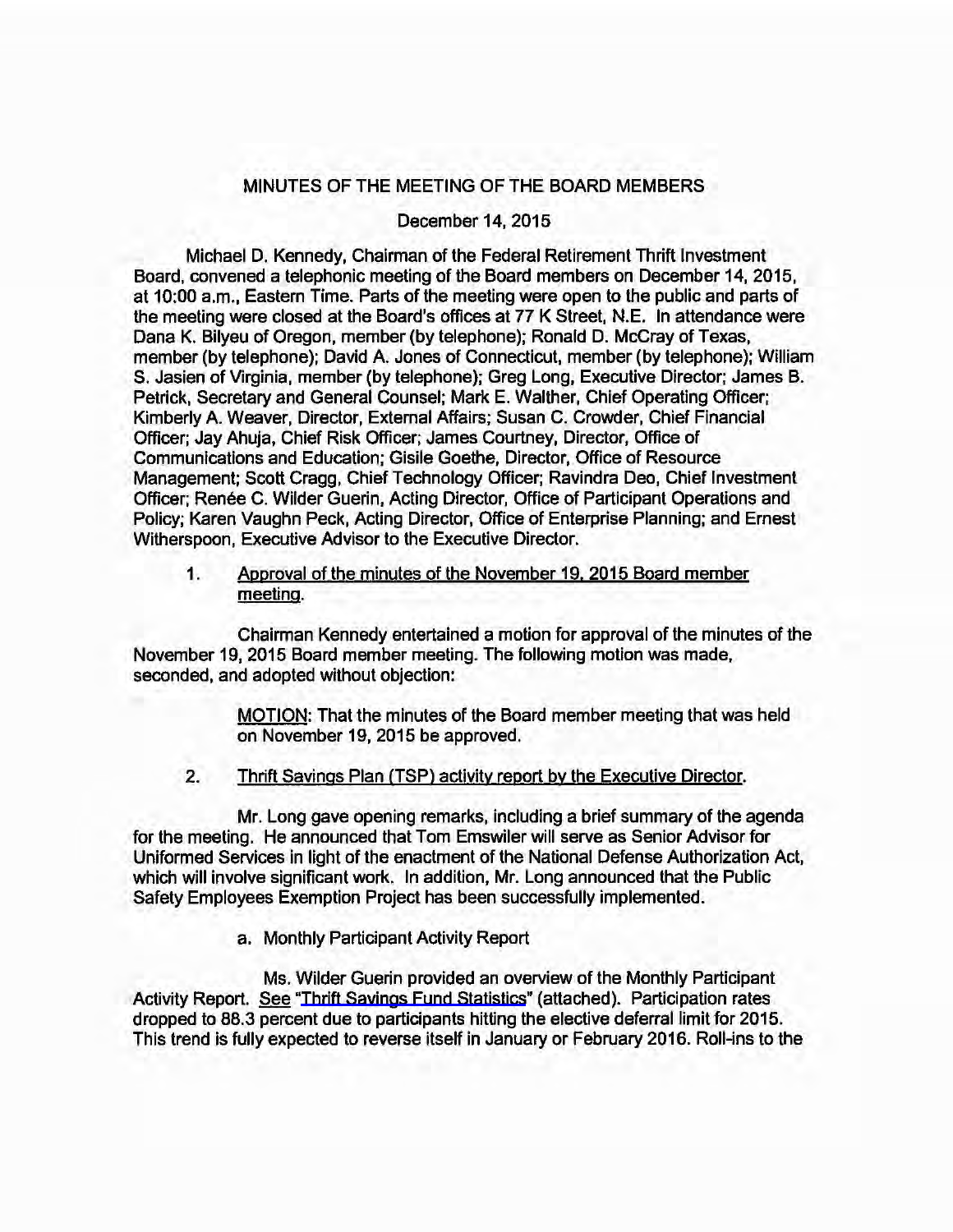# MINUTES OF THE MEETING OF THE BOARD MEMBERS

December 14, 2015

Michael D. Kennedy, Chairman of the Federal Retirement Thrift Investment Board, convened a telephonic meeting of the Board members on December 14, 2015, at 10:00 a.m., Eastern Time. Parts of the meeting were open to the public and parts of the meeting were closed at the Board's offices at 77 K Street, N.E. In attendance were Dana K. Bilyeu of Oregon, member (by telephone); Ronald D. McCray of Texas, member (by telephone); David A. Jones of Connecticut, member (by telephone); William S. Jasien of Virginia, member (by telephone); Greg Long, Executive Director; James B. Petrick, Secretary and General Counsel; Mark E. Walther, Chief Operating Officer; Kimberly A. Weaver, Director, External Affairs; Susan C. Crowder, Chief Financial Officer; Jay Ahuja, Chief Risk Officer; James Courtney, Director, Office of Communications and Education; Gisile Goethe, Director, Office of Resource Management; Scott Cragg, Chief Technology Officer; Ravindra Deo, Chief Investment Officer; Renée C. Wilder Guerin, Acting Director, Office of Participant Operations and Policy; Karen Vaughn Peck, Acting Director, Office of Enterprise Planning; and Ernest Witherspoon, Executive Advisor to the Executive Director.

1. Approval of the minutes of the November 19, 2015 Board member meeting.

Chairman Kennedy entertained a motion for approval of the minutes of the November 19, 2015 Board member meeting. The following motion was made, seconded, and adopted without objection:

> MOTION: That the minutes of the Board member meeting that was held on November 19, 2015 be approved.

2. Thrift Savings Plan (TSP) activity report by the Executive Director.

Mr. Long gave opening remarks, including a brief summary of the agenda for the meeting. He announced that Tom Emswiler will serve as Senior Advisor for Uniformed Services in light of the enactment of the National Defense Authorization Act, which will involve significant work. In addition, Mr. Long announced that the Public Safety Employees Exemption Project has been successfully implemented.

a. Monthly Participant Activity Report

Ms. Wilder Guerin provided an overview of the Monthly Participant Activity Report. See "Thrift Savings Fund Statistics" (attached). Participation rates dropped to 88.3 percent due to participants hitting the elective deferral limit for 2015. This trend is fully expected to reverse itself in January or February 2016. Roll-ins to the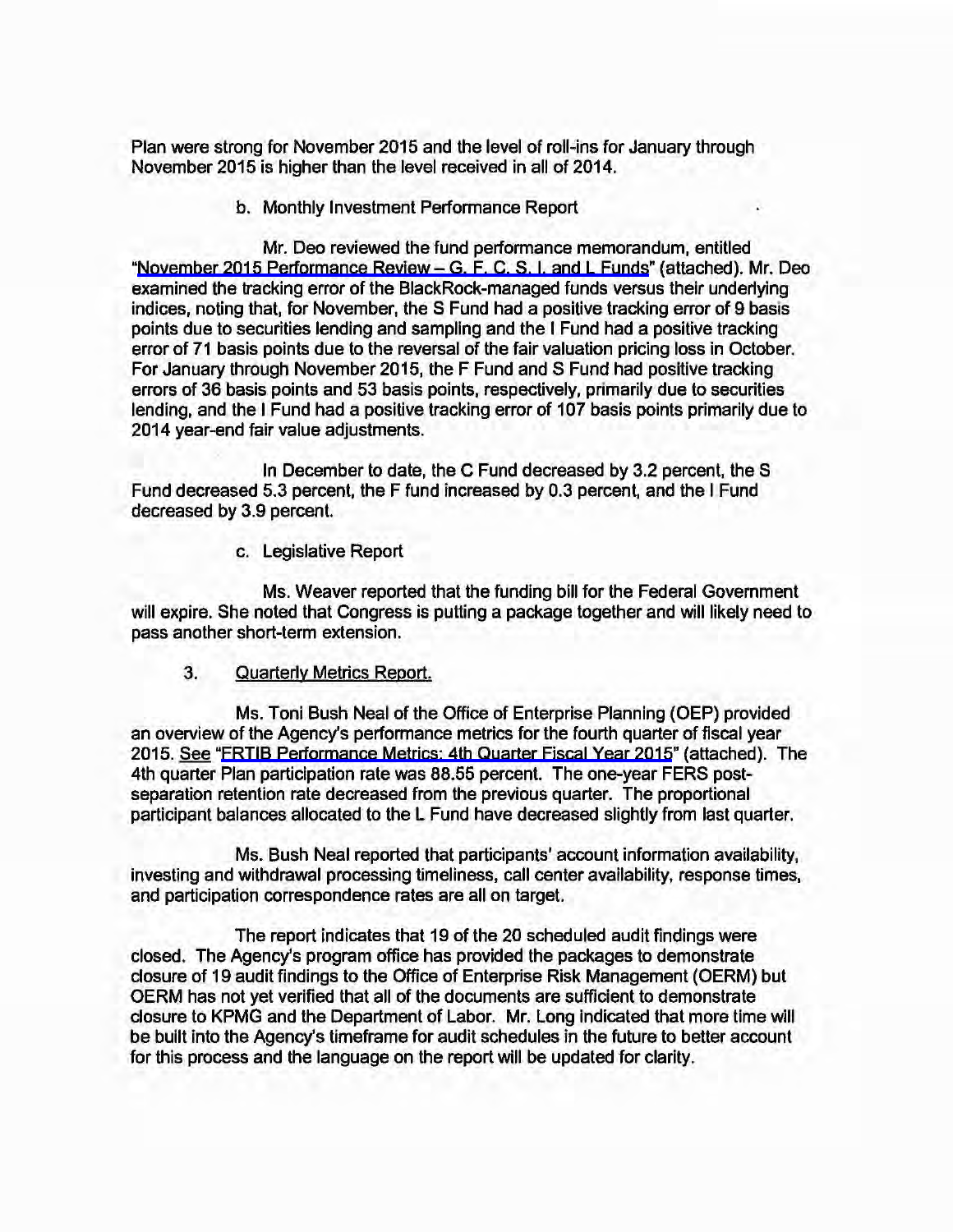Plan were strong for November 2015 and the level of roll-ins for January through November 2015 is higher than the level received in all of 2014.

b. Monthly Investment Performance Report

Mr. Deo reviewed the fund performance memorandum, entitled "November 2015 Performance Review – G, F, C, S, I, and L Funds" (attached). Mr. Deo examined the tracking error of the BlackRock-managed funds versus their underlying indices, noting that, for November, the S Fund had a positive tracking error of 9 basis points due to securities lending and sampling and the I Fund had a positive tracking error of 71 basis points due to the reversal of the fair valuation pricing loss in October. For January through November 2015, the F Fund and S Fund had positive tracking errors of 36 basis points and 53 basis points, respectively, primarily due to securities lending, and the I Fund had a positive tracking error of 107 basis points primarily due to 2014 year-end fair value adjustments.

In December to date, the C Fund decreased by 3.2 percent, the S Fund decreased 5.3 percent, the F fund increased by 0.3 percent, and the I Fund decreased by 3.9 percent.

c. Legislative Report

Ms. Weaver reported that the funding bill for the Federal Government will expire. She noted that Congress is putting a package together and will likely need to pass another short-term extension.

3. Quarterly Metrics Report.

Ms. Toni Bush Neal of the Office of Enterprise Planning (OEP) provided an overview of the Agency's performance metrics for the fourth quarter of fiscal year 2015. *See* "FRTIB Performance Metrics: 4th Quarter Fiscal Year 2015" (attached). The 4th quarter Plan participation rate was 88.55 percent. The one-year FERS post-separation retention rate decreased from the previous quarter. The proportional participant balances allocated to the L Fund have decreased slightly from last quarter.

Ms. Bush Neal reported that participants' account information availability, investing and withdrawal processing timeliness, call center availability, response times, and participation correspondence rates are all on target.

The report indicates that 19 of the 20 scheduled audit findings were closed. The Agency's program office has provided the packages to demonstrate closure of 19 audit findings to the Office of Enterprise Risk Management (OERM) but OERM has not yet verified that all of the documents are sufficient to demonstrate closure to KPMG and the Department of Labor. Mr. Long indicated that more time will be built into the Agency's timeframe for audit schedules in the future to better account for this process and the language on the report will be updated for clarity.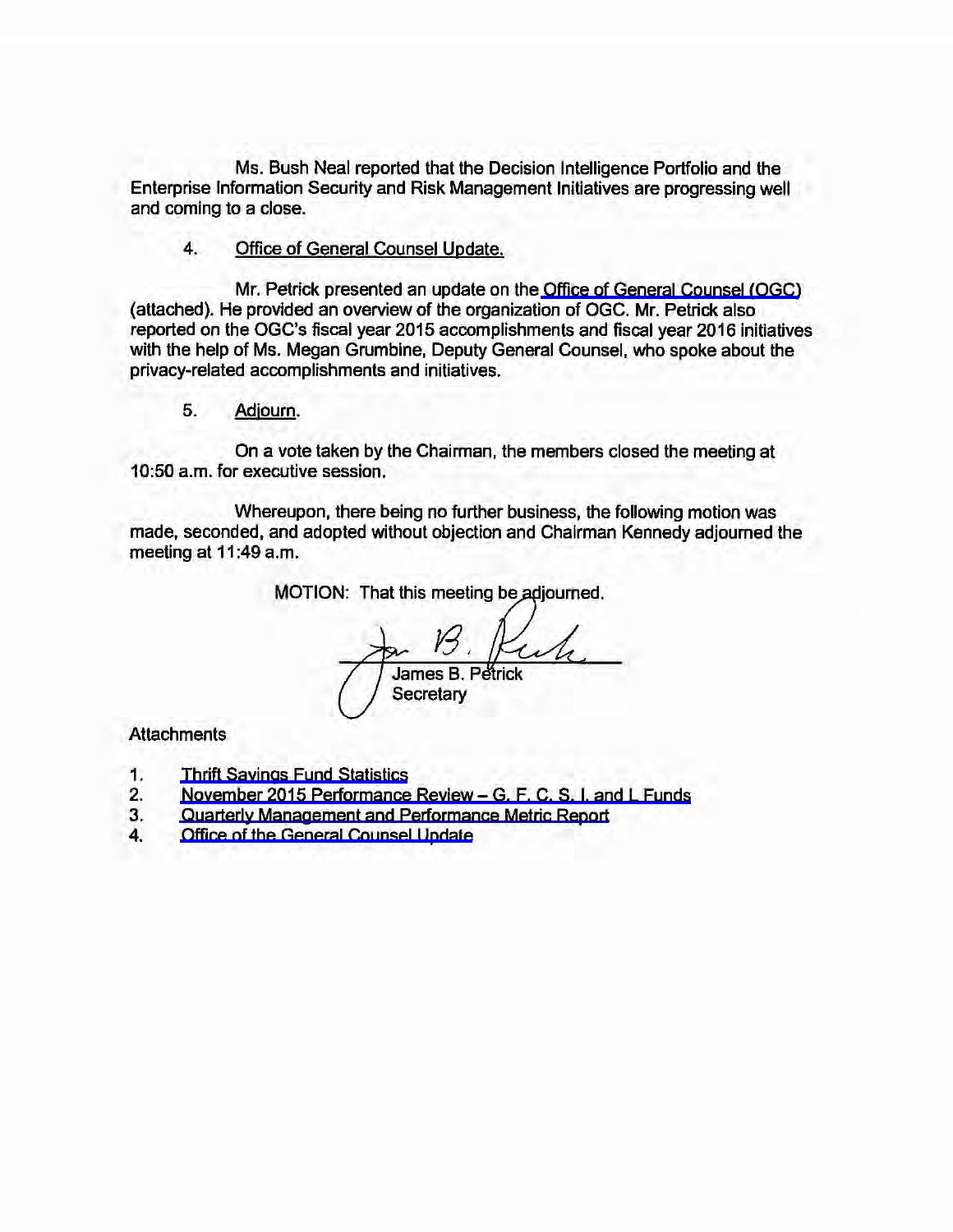Ms. Bush Neal reported that the Decision Intelligence Portfolio and the Enterprise Information Security and Risk Management Initiatives are progressing well and coming to a close.

4. Office of General Counsel Update.

Mr. Petrick presented an update on the Office of General Counsel (OGC) (attached). He provided an overview of the organization of OGC. Mr. Petrick also reported on the OGC's fiscal year 2015 accomplishments and fiscal year 2016 initiatives with the help of Ms. Megan Grumbine, Deputy General Counsel, who spoke about the privacy-related accomplishments and initiatives.

5. Adjourn.

On a vote taken by the Chairman, the members closed the meeting at 10:50 a.m. for executive session.

Whereupon, there being no further business, the following motion was made, seconded, and adopted without objection and Chairman Kennedy adjourned the meeting at 11:49 a.m.

MOTION: That this meeting be adjourned.

James B. Petrick
Secretary

Attachments

1. Thrift Savings Fund Statistics
2. November 2015 Performance Review – G, F, C, S, I, and L Funds
3. Quarterly Management and Performance Metric Report
4. Office of the General Counsel Update